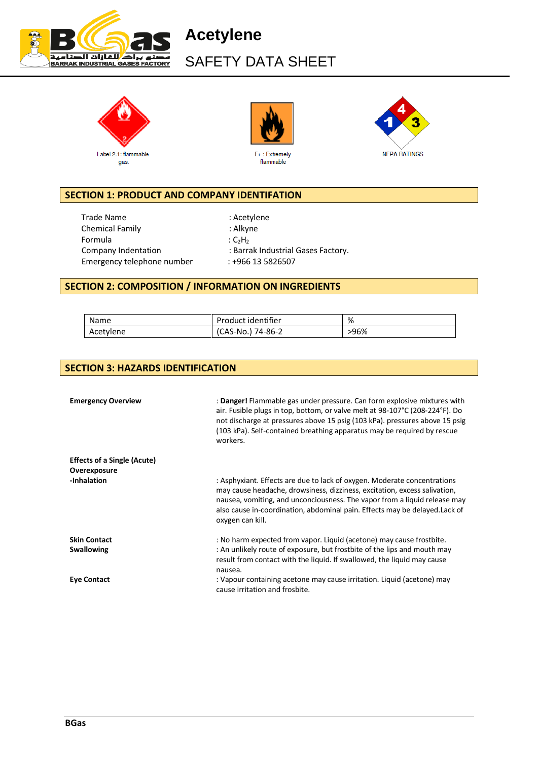# Acetylene

SAFETY DATA SHEET

Label 2.1: flammable gas.

F+ : Extremely flammable

NFPA RATINGS

## SECTION 1: PRODUCT AND COMPANY IDENTIFATION

| | |
|---|---|
| Trade Name | : Acetylene |
| Chemical Family | : Alkyne |
| Formula | : $C_2H_2$ |
| Company Indentation | : Barrak Industrial Gases Factory. |
| Emergency telephone number | : +966 13 5826507 |

## SECTION 2: COMPOSITION / INFORMATION ON INGREDIENTS

| Name | Product identifier | % |
|---|---|---|
| Acetylene | (CAS-No.) 74-86-2 | >96% |

## SECTION 3: HAZARDS IDENTIFICATION

**Emergency Overview** : **Danger!** Flammable gas under pressure. Can form explosive mixtures with air. Fusible plugs in top, bottom, or valve melt at 98-107°C (208-224°F). Do not discharge at pressures above 15 psig (103 kPa). pressures above 15 psig (103 kPa). Self-contained breathing apparatus may be required by rescue workers.

**Effects of a Single (Acute) Overexposure**

**-Inhalation** : Asphyxiant. Effects are due to lack of oxygen. Moderate concentrations may cause headache, drowsiness, dizziness, excitation, excess salivation, nausea, vomiting, and unconciousness. The vapor from a liquid release may also cause in-coordination, abdominal pain. Effects may be delayed.Lack of oxygen can kill.

**Skin Contact** : No harm expected from vapor. Liquid (acetone) may cause frostbite.

**Swallowing** : An unlikely route of exposure, but frostbite of the lips and mouth may result from contact with the liquid. If swallowed, the liquid may cause nausea.

**Eye Contact** : Vapour containing acetone may cause irritation. Liquid (acetone) may cause irritation and frosbite.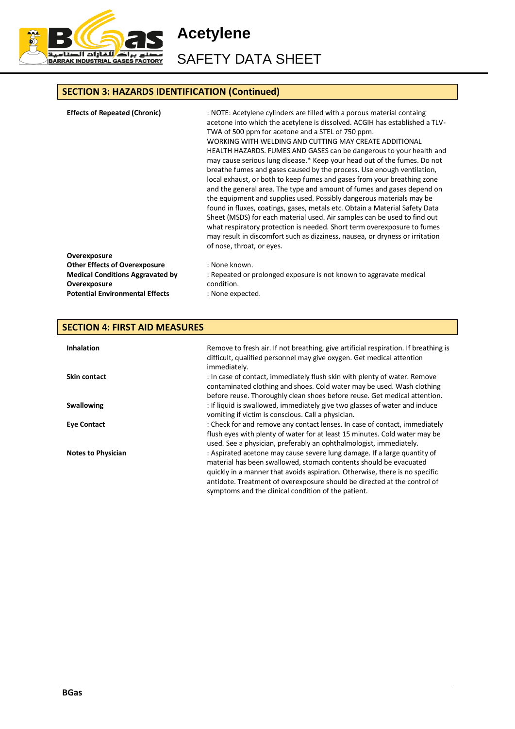## SECTION 3: HAZARDS IDENTIFICATION (Continued)

**Effects of Repeated (Chronic)** : NOTE: Acetylene cylinders are filled with a porous material containg acetone into which the acetylene is dissolved. ACGIH has established a TLV-TWA of 500 ppm for acetone and a STEL of 750 ppm.
WORKING WITH WELDING AND CUTTING MAY CREATE ADDITIONAL HEALTH HAZARDS. FUMES AND GASES can be dangerous to your health and may cause serious lung disease.* Keep your head out of the fumes. Do not breathe fumes and gases caused by the process. Use enough ventilation, local exhaust, or both to keep fumes and gases from your breathing zone and the general area. The type and amount of fumes and gases depend on the equipment and supplies used. Possibly dangerous materials may be found in fluxes, coatings, gases, metals etc. Obtain a Material Safety Data Sheet (MSDS) for each material used. Air samples can be used to find out what respiratory protection is needed. Short term overexposure to fumes may result in discomfort such as dizziness, nausea, or dryness or irritation of nose, throat, or eyes.

**Overexposure**

**Other Effects of Overexposure** : None known.

**Medical Conditions Aggravated by Overexposure** : Repeated or prolonged exposure is not known to aggravate medical condition.

**Potential Environmental Effects** : None expected.

## SECTION 4: FIRST AID MEASURES

**Inhalation** Remove to fresh air. If not breathing, give artificial respiration. If breathing is difficult, qualified personnel may give oxygen. Get medical attention immediately.

**Skin contact** : In case of contact, immediately flush skin with plenty of water. Remove contaminated clothing and shoes. Cold water may be used. Wash clothing before reuse. Thoroughly clean shoes before reuse. Get medical attention.

**Swallowing** : If liquid is swallowed, immediately give two glasses of water and induce vomiting if victim is conscious. Call a physician.

**Eye Contact** : Check for and remove any contact lenses. In case of contact, immediately flush eyes with plenty of water for at least 15 minutes. Cold water may be used. See a physician, preferably an ophthalmologist, immediately.

**Notes to Physician** : Aspirated acetone may cause severe lung damage. If a large quantity of material has been swallowed, stomach contents should be evacuated quickly in a manner that avoids aspiration. Otherwise, there is no specific antidote. Treatment of overexposure should be directed at the control of symptoms and the clinical condition of the patient.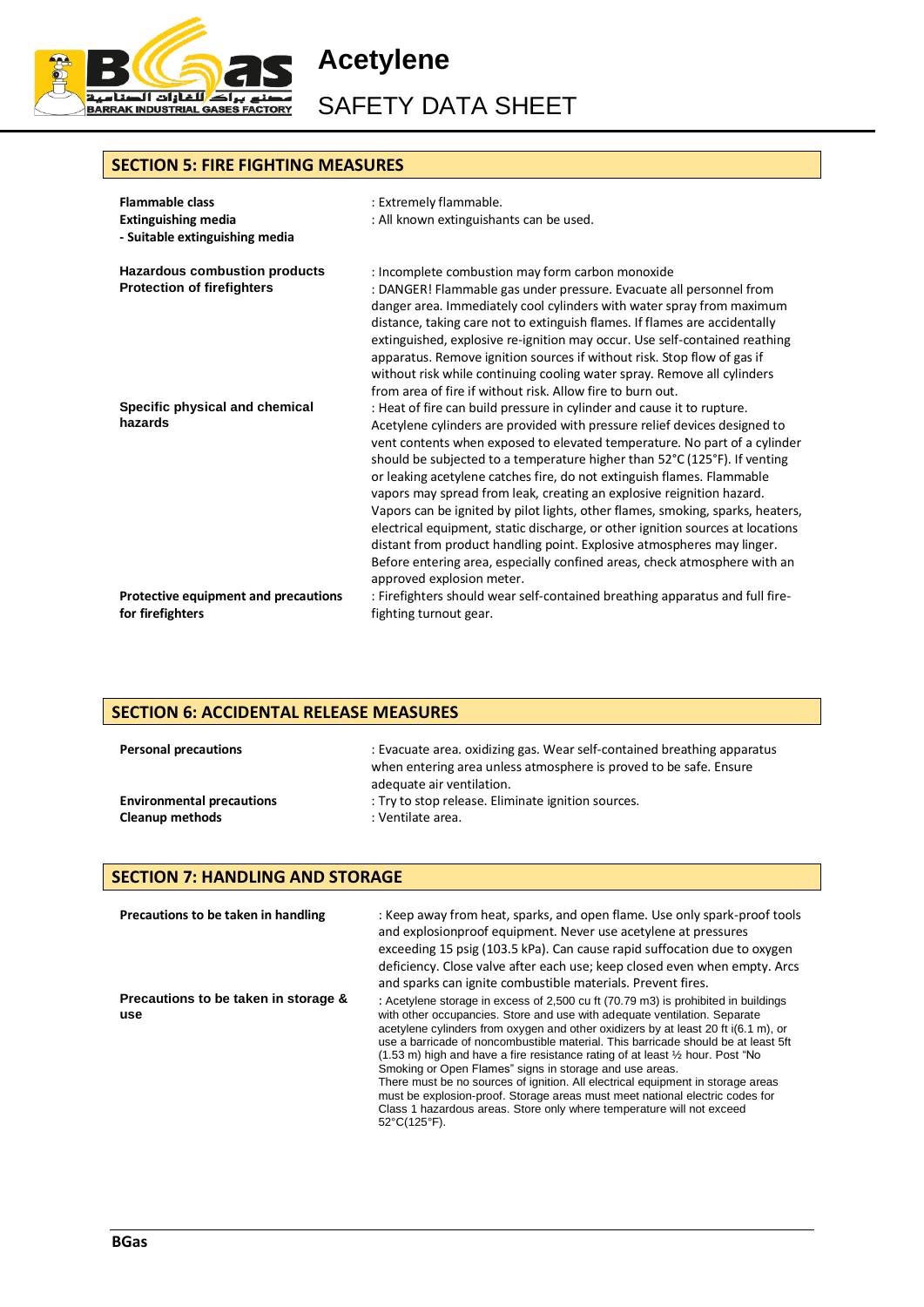## SECTION 5: FIRE FIGHTING MEASURES

**Flammable class** : Extremely flammable.

**Extinguishing media**

**- Suitable extinguishing media** : All known extinguishants can be used.

**Hazardous combustion products** : Incomplete combustion may form carbon monoxide

**Protection of firefighters** : DANGER! Flammable gas under pressure. Evacuate all personnel from danger area. Immediately cool cylinders with water spray from maximum distance, taking care not to extinguish flames. If flames are accidentally extinguished, explosive re-ignition may occur. Use self-contained reathing apparatus. Remove ignition sources if without risk. Stop flow of gas if without risk while continuing cooling water spray. Remove all cylinders from area of fire if without risk. Allow fire to burn out.

**Specific physical and chemical hazards** : Heat of fire can build pressure in cylinder and cause it to rupture. Acetylene cylinders are provided with pressure relief devices designed to vent contents when exposed to elevated temperature. No part of a cylinder should be subjected to a temperature higher than 52°C (125°F). If venting or leaking acetylene catches fire, do not extinguish flames. Flammable vapors may spread from leak, creating an explosive reignition hazard. Vapors can be ignited by pilot lights, other flames, smoking, sparks, heaters, electrical equipment, static discharge, or other ignition sources at locations distant from product handling point. Explosive atmospheres may linger. Before entering area, especially confined areas, check atmosphere with an approved explosion meter.

**Protective equipment and precautions for firefighters** : Firefighters should wear self-contained breathing apparatus and full fire-fighting turnout gear.

## SECTION 6: ACCIDENTAL RELEASE MEASURES

**Personal precautions** : Evacuate area. oxidizing gas. Wear self-contained breathing apparatus when entering area unless atmosphere is proved to be safe. Ensure adequate air ventilation.

**Environmental precautions** : Try to stop release. Eliminate ignition sources.

**Cleanup methods** : Ventilate area.

## SECTION 7: HANDLING AND STORAGE

**Precautions to be taken in handling** : Keep away from heat, sparks, and open flame. Use only spark-proof tools and explosionproof equipment. Never use acetylene at pressures exceeding 15 psig (103.5 kPa). Can cause rapid suffocation due to oxygen deficiency. Close valve after each use; keep closed even when empty. Arcs and sparks can ignite combustible materials. Prevent fires.

**Precautions to be taken in storage & use** : Acetylene storage in excess of 2,500 cu ft (70.79 m3) is prohibited in buildings with other occupancies. Store and use with adequate ventilation. Separate acetylene cylinders from oxygen and other oxidizers by at least 20 ft i(6.1 m), or use a barricade of noncombustible material. This barricade should be at least 5ft (1.53 m) high and have a fire resistance rating of at least ½ hour. Post "No Smoking or Open Flames" signs in storage and use areas.
There must be no sources of ignition. All electrical equipment in storage areas must be explosion-proof. Storage areas must meet national electric codes for Class 1 hazardous areas. Store only where temperature will not exceed 52°C(125°F).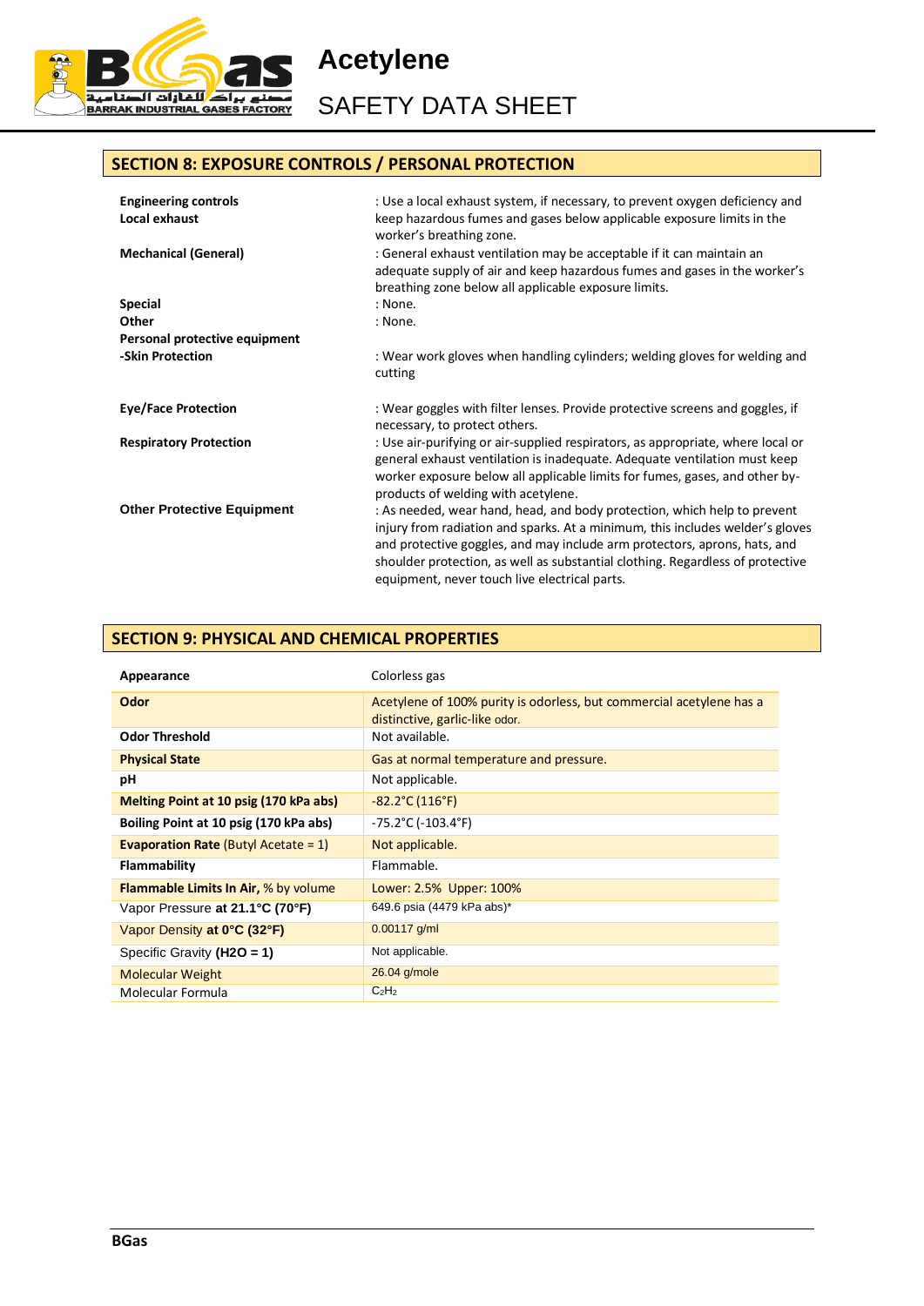## SECTION 8: EXPOSURE CONTROLS / PERSONAL PROTECTION

| | |
|---|---|
| **Engineering controls** | |
| **Local exhaust** | : Use a local exhaust system, if necessary, to prevent oxygen deficiency and keep hazardous fumes and gases below applicable exposure limits in the worker's breathing zone. |
| **Mechanical (General)** | : General exhaust ventilation may be acceptable if it can maintain an adequate supply of air and keep hazardous fumes and gases in the worker's breathing zone below all applicable exposure limits. |
| **Special** | : None. |
| **Other** | : None. |
| **Personal protective equipment** | |
| **-Skin Protection** | : Wear work gloves when handling cylinders; welding gloves for welding and cutting |
| **Eye/Face Protection** | : Wear goggles with filter lenses. Provide protective screens and goggles, if necessary, to protect others. |
| **Respiratory Protection** | : Use air-purifying or air-supplied respirators, as appropriate, where local or general exhaust ventilation is inadequate. Adequate ventilation must keep worker exposure below all applicable limits for fumes, gases, and other by-products of welding with acetylene. |
| **Other Protective Equipment** | : As needed, wear hand, head, and body protection, which help to prevent injury from radiation and sparks. At a minimum, this includes welder's gloves and protective goggles, and may include arm protectors, aprons, hats, and shoulder protection, as well as substantial clothing. Regardless of protective equipment, never touch live electrical parts. |

## SECTION 9: PHYSICAL AND CHEMICAL PROPERTIES

| | |
|---|---|
| **Appearance** | Colorless gas |
| **Odor** | Acetylene of 100% purity is odorless, but commercial acetylene has a distinctive, garlic-like odor. |
| **Odor Threshold** | Not available. |
| **Physical State** | Gas at normal temperature and pressure. |
| **pH** | Not applicable. |
| **Melting Point at 10 psig (170 kPa abs)** | -82.2°C (116°F) |
| **Boiling Point at 10 psig (170 kPa abs)** | -75.2°C (-103.4°F) |
| **Evaporation Rate** (Butyl Acetate = 1) | Not applicable. |
| **Flammability** | Flammable. |
| **Flammable Limits In Air,** % by volume | Lower: 2.5% Upper: 100% |
| Vapor Pressure **at 21.1°C (70°F)** | 649.6 psia (4479 kPa abs)* |
| Vapor Density **at 0°C (32°F)** | 0.00117 g/ml |
| Specific Gravity **(H2O = 1)** | Not applicable. |
| Molecular Weight | 26.04 g/mole |
| Molecular Formula | $C_2H_2$ |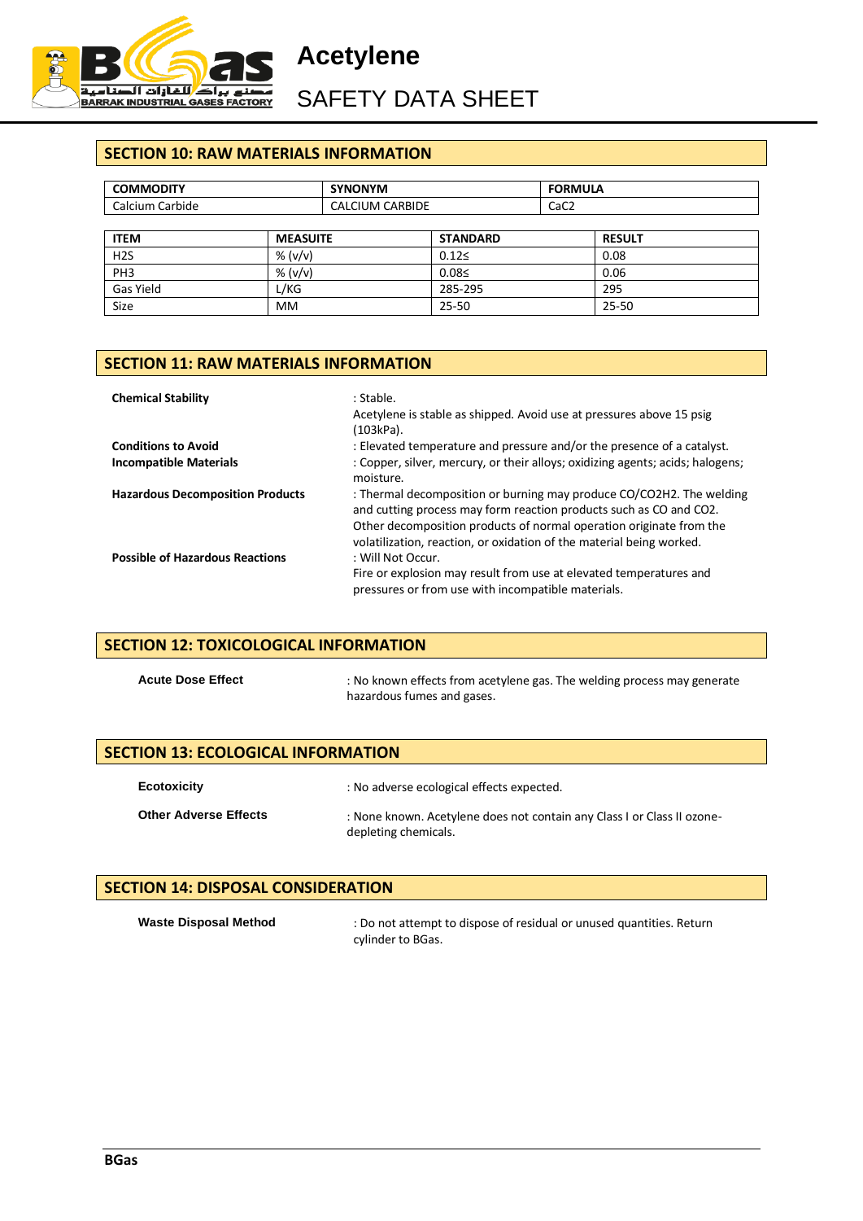## SECTION 10: RAW MATERIALS INFORMATION

| COMMODITY | SYNONYM | FORMULA |
|---|---|---|
| Calcium Carbide | CALCIUM CARBIDE | $CaC_2$ |

| ITEM | MEASUITE | STANDARD | RESULT |
|---|---|---|---|
| $H_2S$ | % (v/v) | 0.12≤ | 0.08 |
| $PH_3$ | % (v/v) | 0.08≤ | 0.06 |
| Gas Yield | L/KG | 285-295 | 295 |
| Size | MM | 25-50 | 25-50 |

## SECTION 11: RAW MATERIALS INFORMATION

**Chemical Stability** : Stable.
Acetylene is stable as shipped. Avoid use at pressures above 15 psig (103kPa).

**Conditions to Avoid** : Elevated temperature and pressure and/or the presence of a catalyst.

**Incompatible Materials** : Copper, silver, mercury, or their alloys; oxidizing agents; acids; halogens; moisture.

**Hazardous Decomposition Products** : Thermal decomposition or burning may produce CO/CO2H2. The welding and cutting process may form reaction products such as CO and $CO_2$. Other decomposition products of normal operation originate from the volatilization, reaction, or oxidation of the material being worked.

**Possible of Hazardous Reactions** : Will Not Occur.
Fire or explosion may result from use at elevated temperatures and pressures or from use with incompatible materials.

## SECTION 12: TOXICOLOGICAL INFORMATION

**Acute Dose Effect** : No known effects from acetylene gas. The welding process may generate hazardous fumes and gases.

## SECTION 13: ECOLOGICAL INFORMATION

**Ecotoxicity** : No adverse ecological effects expected.

**Other Adverse Effects** : None known. Acetylene does not contain any Class I or Class II ozone-depleting chemicals.

## SECTION 14: DISPOSAL CONSIDERATION

**Waste Disposal Method** : Do not attempt to dispose of residual or unused quantities. Return cylinder to BGas.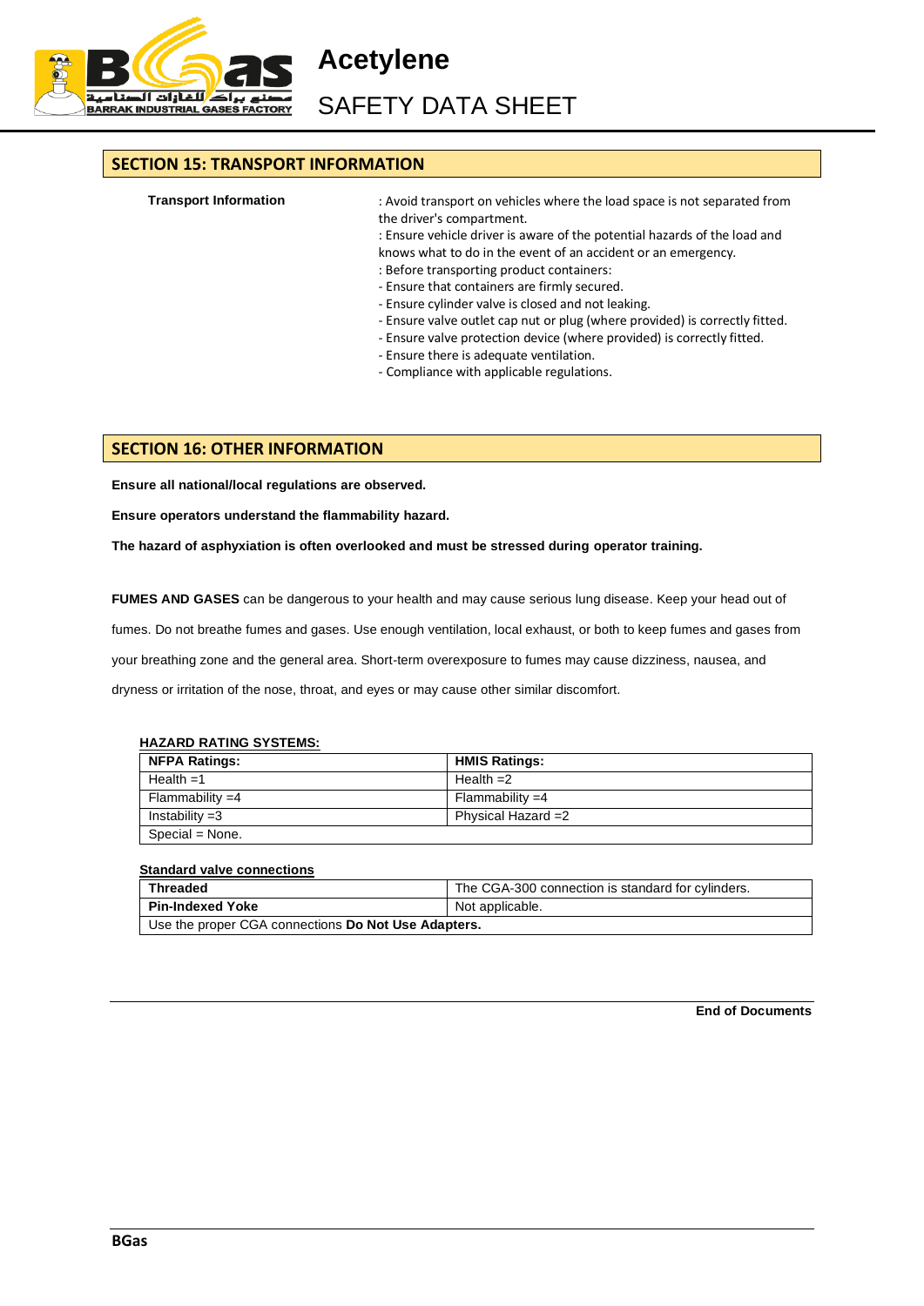## SECTION 15: TRANSPORT INFORMATION

**Transport Information**

: Avoid transport on vehicles where the load space is not separated from the driver's compartment.
: Ensure vehicle driver is aware of the potential hazards of the load and knows what to do in the event of an accident or an emergency.
: Before transporting product containers:
- Ensure that containers are firmly secured.
- Ensure cylinder valve is closed and not leaking.
- Ensure valve outlet cap nut or plug (where provided) is correctly fitted.
- Ensure valve protection device (where provided) is correctly fitted.
- Ensure there is adequate ventilation.
- Compliance with applicable regulations.

## SECTION 16: OTHER INFORMATION

**Ensure all national/local regulations are observed.**

**Ensure operators understand the flammability hazard.**

**The hazard of asphyxiation is often overlooked and must be stressed during operator training.**

**FUMES AND GASES** can be dangerous to your health and may cause serious lung disease. Keep your head out of fumes. Do not breathe fumes and gases. Use enough ventilation, local exhaust, or both to keep fumes and gases from your breathing zone and the general area. Short-term overexposure to fumes may cause dizziness, nausea, and dryness or irritation of the nose, throat, and eyes or may cause other similar discomfort.

**HAZARD RATING SYSTEMS:**

| NFPA Ratings: | HMIS Ratings: |
|---|---|
| Health =1 | Health =2 |
| Flammability =4 | Flammability =4 |
| Instability =3 | Physical Hazard =2 |
| Special = None. | |

**Standard valve connections**

| | |
|---|---|
| **Threaded** | The CGA-300 connection is standard for cylinders. |
| **Pin-Indexed Yoke** | Not applicable. |
| Use the proper CGA connections **Do Not Use Adapters.** | |

**End of Documents**